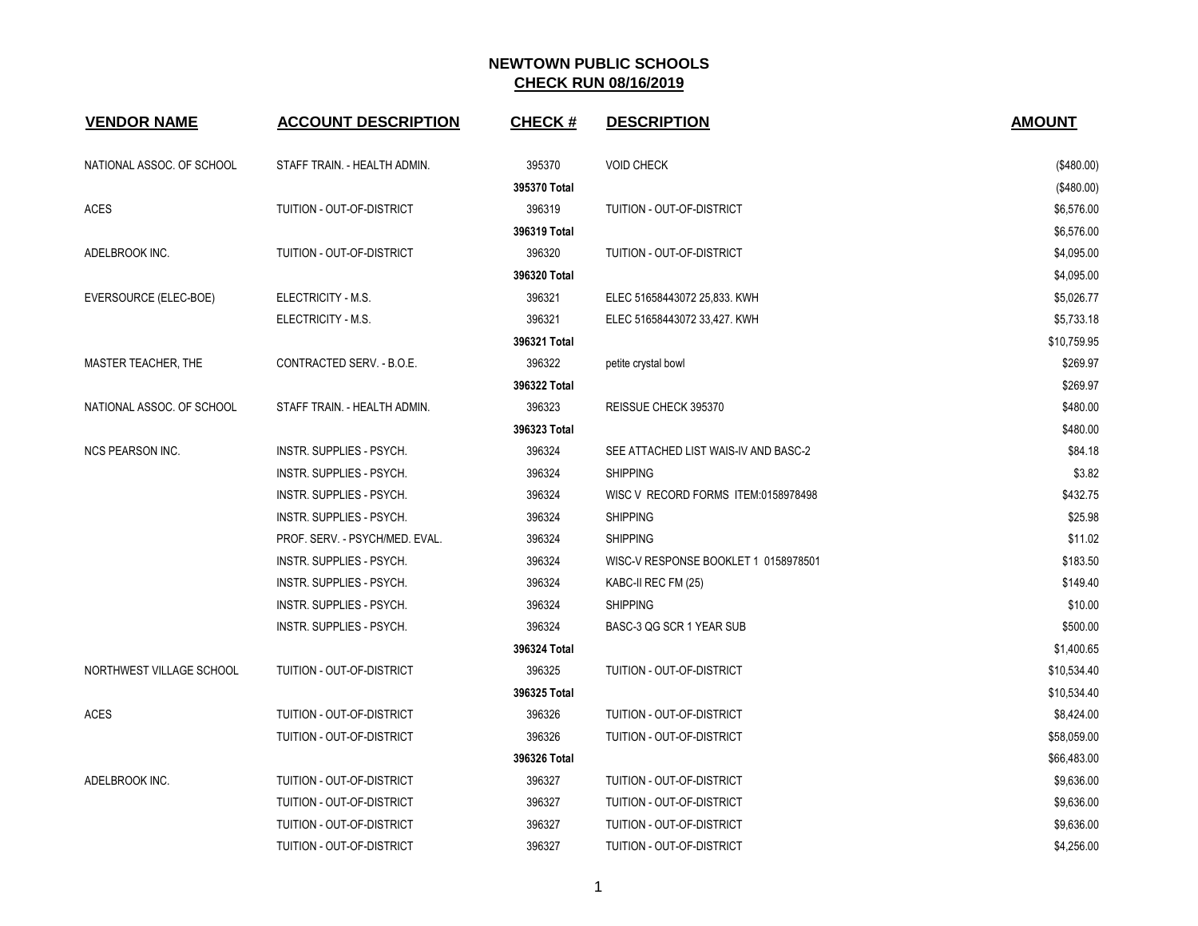# NEWTOWN PUBLIC SCHOOLS

## CHECK RUN 08/16/2019

| VENDOR NAME | ACCOUNT DESCRIPTION | CHECK # | DESCRIPTION | AMOUNT |
|---|---|---|---|---|
| NATIONAL ASSOC. OF SCHOOL | STAFF TRAIN. - HEALTH ADMIN. | 395370 | VOID CHECK | ($480.00) |
| | | **395370 Total** | | ($480.00) |
| ACES | TUITION - OUT-OF-DISTRICT | 396319 | TUITION - OUT-OF-DISTRICT | $6,576.00 |
| | | **396319 Total** | | $6,576.00 |
| ADELBROOK INC. | TUITION - OUT-OF-DISTRICT | 396320 | TUITION - OUT-OF-DISTRICT | $4,095.00 |
| | | **396320 Total** | | $4,095.00 |
| EVERSOURCE (ELEC-BOE) | ELECTRICITY - M.S. | 396321 | ELEC 51658443072 25,833. KWH | $5,026.77 |
| | ELECTRICITY - M.S. | 396321 | ELEC 51658443072 33,427. KWH | $5,733.18 |
| | | **396321 Total** | | $10,759.95 |
| MASTER TEACHER, THE | CONTRACTED SERV. - B.O.E. | 396322 | petite crystal bowl | $269.97 |
| | | **396322 Total** | | $269.97 |
| NATIONAL ASSOC. OF SCHOOL | STAFF TRAIN. - HEALTH ADMIN. | 396323 | REISSUE CHECK 395370 | $480.00 |
| | | **396323 Total** | | $480.00 |
| NCS PEARSON INC. | INSTR. SUPPLIES - PSYCH. | 396324 | SEE ATTACHED LIST WAIS-IV AND BASC-2 | $84.18 |
| | INSTR. SUPPLIES - PSYCH. | 396324 | SHIPPING | $3.82 |
| | INSTR. SUPPLIES - PSYCH. | 396324 | WISC V RECORD FORMS ITEM:0158978498 | $432.75 |
| | INSTR. SUPPLIES - PSYCH. | 396324 | SHIPPING | $25.98 |
| | PROF. SERV. - PSYCH/MED. EVAL. | 396324 | SHIPPING | $11.02 |
| | INSTR. SUPPLIES - PSYCH. | 396324 | WISC-V RESPONSE BOOKLET 1 0158978501 | $183.50 |
| | INSTR. SUPPLIES - PSYCH. | 396324 | KABC-II REC FM (25) | $149.40 |
| | INSTR. SUPPLIES - PSYCH. | 396324 | SHIPPING | $10.00 |
| | INSTR. SUPPLIES - PSYCH. | 396324 | BASC-3 QG SCR 1 YEAR SUB | $500.00 |
| | | **396324 Total** | | $1,400.65 |
| NORTHWEST VILLAGE SCHOOL | TUITION - OUT-OF-DISTRICT | 396325 | TUITION - OUT-OF-DISTRICT | $10,534.40 |
| | | **396325 Total** | | $10,534.40 |
| ACES | TUITION - OUT-OF-DISTRICT | 396326 | TUITION - OUT-OF-DISTRICT | $8,424.00 |
| | TUITION - OUT-OF-DISTRICT | 396326 | TUITION - OUT-OF-DISTRICT | $58,059.00 |
| | | **396326 Total** | | $66,483.00 |
| ADELBROOK INC. | TUITION - OUT-OF-DISTRICT | 396327 | TUITION - OUT-OF-DISTRICT | $9,636.00 |
| | TUITION - OUT-OF-DISTRICT | 396327 | TUITION - OUT-OF-DISTRICT | $9,636.00 |
| | TUITION - OUT-OF-DISTRICT | 396327 | TUITION - OUT-OF-DISTRICT | $9,636.00 |
| | TUITION - OUT-OF-DISTRICT | 396327 | TUITION - OUT-OF-DISTRICT | $4,256.00 |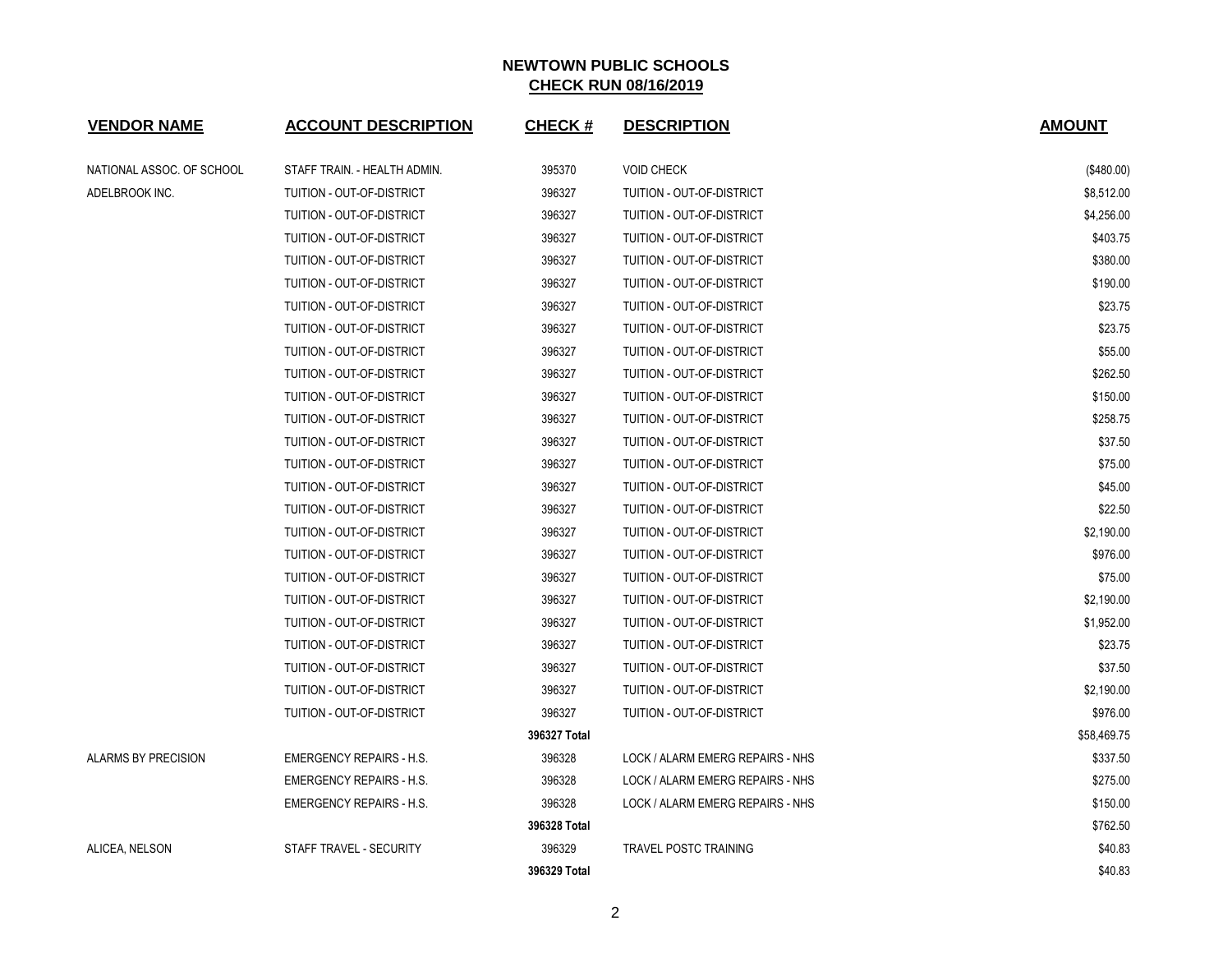**NEWTOWN PUBLIC SCHOOLS**
**CHECK RUN 08/16/2019**

| VENDOR NAME | ACCOUNT DESCRIPTION | CHECK # | DESCRIPTION | AMOUNT |
|---|---|---|---|---|
| NATIONAL ASSOC. OF SCHOOL | STAFF TRAIN. - HEALTH ADMIN. | 395370 | VOID CHECK | ($480.00) |
| ADELBROOK INC. | TUITION - OUT-OF-DISTRICT | 396327 | TUITION - OUT-OF-DISTRICT | $8,512.00 |
| | TUITION - OUT-OF-DISTRICT | 396327 | TUITION - OUT-OF-DISTRICT | $4,256.00 |
| | TUITION - OUT-OF-DISTRICT | 396327 | TUITION - OUT-OF-DISTRICT | $403.75 |
| | TUITION - OUT-OF-DISTRICT | 396327 | TUITION - OUT-OF-DISTRICT | $380.00 |
| | TUITION - OUT-OF-DISTRICT | 396327 | TUITION - OUT-OF-DISTRICT | $190.00 |
| | TUITION - OUT-OF-DISTRICT | 396327 | TUITION - OUT-OF-DISTRICT | $23.75 |
| | TUITION - OUT-OF-DISTRICT | 396327 | TUITION - OUT-OF-DISTRICT | $23.75 |
| | TUITION - OUT-OF-DISTRICT | 396327 | TUITION - OUT-OF-DISTRICT | $55.00 |
| | TUITION - OUT-OF-DISTRICT | 396327 | TUITION - OUT-OF-DISTRICT | $262.50 |
| | TUITION - OUT-OF-DISTRICT | 396327 | TUITION - OUT-OF-DISTRICT | $150.00 |
| | TUITION - OUT-OF-DISTRICT | 396327 | TUITION - OUT-OF-DISTRICT | $258.75 |
| | TUITION - OUT-OF-DISTRICT | 396327 | TUITION - OUT-OF-DISTRICT | $37.50 |
| | TUITION - OUT-OF-DISTRICT | 396327 | TUITION - OUT-OF-DISTRICT | $75.00 |
| | TUITION - OUT-OF-DISTRICT | 396327 | TUITION - OUT-OF-DISTRICT | $45.00 |
| | TUITION - OUT-OF-DISTRICT | 396327 | TUITION - OUT-OF-DISTRICT | $22.50 |
| | TUITION - OUT-OF-DISTRICT | 396327 | TUITION - OUT-OF-DISTRICT | $2,190.00 |
| | TUITION - OUT-OF-DISTRICT | 396327 | TUITION - OUT-OF-DISTRICT | $976.00 |
| | TUITION - OUT-OF-DISTRICT | 396327 | TUITION - OUT-OF-DISTRICT | $75.00 |
| | TUITION - OUT-OF-DISTRICT | 396327 | TUITION - OUT-OF-DISTRICT | $2,190.00 |
| | TUITION - OUT-OF-DISTRICT | 396327 | TUITION - OUT-OF-DISTRICT | $1,952.00 |
| | TUITION - OUT-OF-DISTRICT | 396327 | TUITION - OUT-OF-DISTRICT | $23.75 |
| | TUITION - OUT-OF-DISTRICT | 396327 | TUITION - OUT-OF-DISTRICT | $37.50 |
| | TUITION - OUT-OF-DISTRICT | 396327 | TUITION - OUT-OF-DISTRICT | $2,190.00 |
| | TUITION - OUT-OF-DISTRICT | 396327 | TUITION - OUT-OF-DISTRICT | $976.00 |
| | | **396327 Total** | | $58,469.75 |
| ALARMS BY PRECISION | EMERGENCY REPAIRS - H.S. | 396328 | LOCK / ALARM EMERG REPAIRS - NHS | $337.50 |
| | EMERGENCY REPAIRS - H.S. | 396328 | LOCK / ALARM EMERG REPAIRS - NHS | $275.00 |
| | EMERGENCY REPAIRS - H.S. | 396328 | LOCK / ALARM EMERG REPAIRS - NHS | $150.00 |
| | | **396328 Total** | | $762.50 |
| ALICEA, NELSON | STAFF TRAVEL - SECURITY | 396329 | TRAVEL POSTC TRAINING | $40.83 |
| | | **396329 Total** | | $40.83 |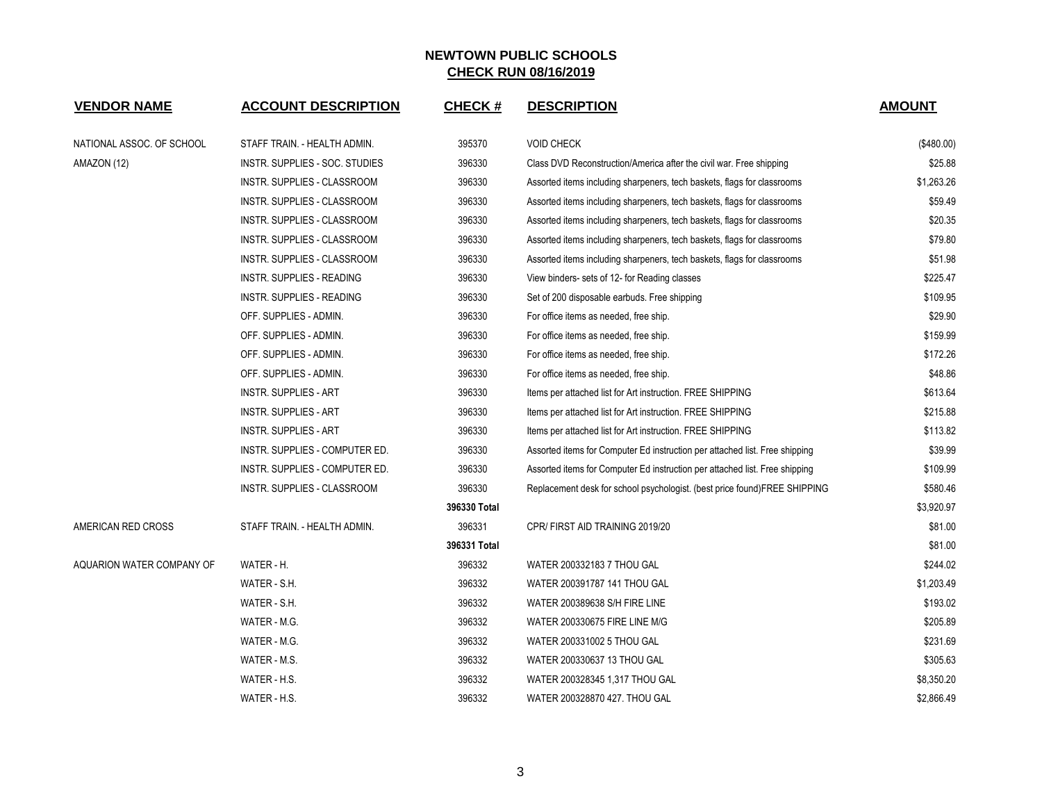# NEWTOWN PUBLIC SCHOOLS

## CHECK RUN 08/16/2019

| VENDOR NAME | ACCOUNT DESCRIPTION | CHECK # | DESCRIPTION | AMOUNT |
|---|---|---|---|---|
| NATIONAL ASSOC. OF SCHOOL | STAFF TRAIN. - HEALTH ADMIN. | 395370 | VOID CHECK | ($480.00) |
| AMAZON (12) | INSTR. SUPPLIES - SOC. STUDIES | 396330 | Class DVD Reconstruction/America after the civil war. Free shipping | $25.88 |
| | INSTR. SUPPLIES - CLASSROOM | 396330 | Assorted items including sharpeners, tech baskets, flags for classrooms | $1,263.26 |
| | INSTR. SUPPLIES - CLASSROOM | 396330 | Assorted items including sharpeners, tech baskets, flags for classrooms | $59.49 |
| | INSTR. SUPPLIES - CLASSROOM | 396330 | Assorted items including sharpeners, tech baskets, flags for classrooms | $20.35 |
| | INSTR. SUPPLIES - CLASSROOM | 396330 | Assorted items including sharpeners, tech baskets, flags for classrooms | $79.80 |
| | INSTR. SUPPLIES - CLASSROOM | 396330 | Assorted items including sharpeners, tech baskets, flags for classrooms | $51.98 |
| | INSTR. SUPPLIES - READING | 396330 | View binders- sets of 12- for Reading classes | $225.47 |
| | INSTR. SUPPLIES - READING | 396330 | Set of 200 disposable earbuds. Free shipping | $109.95 |
| | OFF. SUPPLIES - ADMIN. | 396330 | For office items as needed, free ship. | $29.90 |
| | OFF. SUPPLIES - ADMIN. | 396330 | For office items as needed, free ship. | $159.99 |
| | OFF. SUPPLIES - ADMIN. | 396330 | For office items as needed, free ship. | $172.26 |
| | OFF. SUPPLIES - ADMIN. | 396330 | For office items as needed, free ship. | $48.86 |
| | INSTR. SUPPLIES - ART | 396330 | Items per attached list for Art instruction. FREE SHIPPING | $613.64 |
| | INSTR. SUPPLIES - ART | 396330 | Items per attached list for Art instruction. FREE SHIPPING | $215.88 |
| | INSTR. SUPPLIES - ART | 396330 | Items per attached list for Art instruction. FREE SHIPPING | $113.82 |
| | INSTR. SUPPLIES - COMPUTER ED. | 396330 | Assorted items for Computer Ed instruction per attached list. Free shipping | $39.99 |
| | INSTR. SUPPLIES - COMPUTER ED. | 396330 | Assorted items for Computer Ed instruction per attached list. Free shipping | $109.99 |
| | INSTR. SUPPLIES - CLASSROOM | 396330 | Replacement desk for school psychologist. (best price found)FREE SHIPPING | $580.46 |
| | | **396330 Total** | | $3,920.97 |
| AMERICAN RED CROSS | STAFF TRAIN. - HEALTH ADMIN. | 396331 | CPR/ FIRST AID TRAINING 2019/20 | $81.00 |
| | | **396331 Total** | | $81.00 |
| AQUARION WATER COMPANY OF | WATER - H. | 396332 | WATER 200332183 7 THOU GAL | $244.02 |
| | WATER - S.H. | 396332 | WATER 200391787 141 THOU GAL | $1,203.49 |
| | WATER - S.H. | 396332 | WATER 200389638 S/H FIRE LINE | $193.02 |
| | WATER - M.G. | 396332 | WATER 200330675 FIRE LINE M/G | $205.89 |
| | WATER - M.G. | 396332 | WATER 200331002 5 THOU GAL | $231.69 |
| | WATER - M.S. | 396332 | WATER 200330637 13 THOU GAL | $305.63 |
| | WATER - H.S. | 396332 | WATER 200328345 1,317 THOU GAL | $8,350.20 |
| | WATER - H.S. | 396332 | WATER 200328870 427. THOU GAL | $2,866.49 |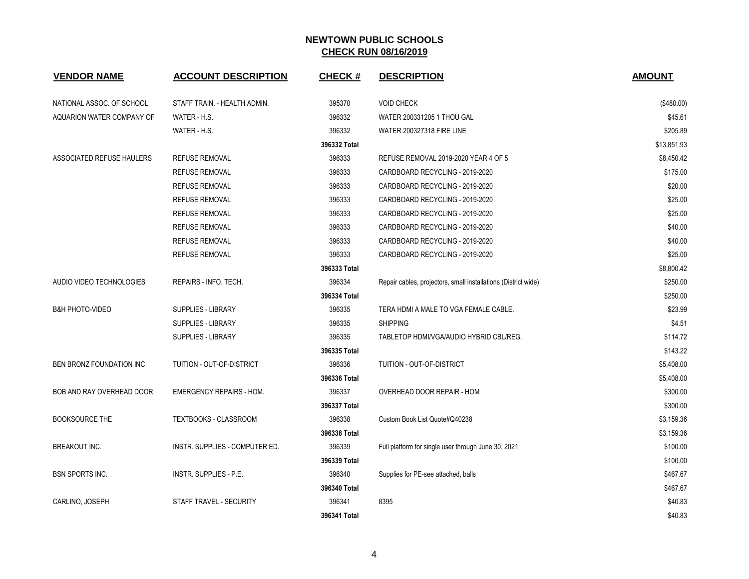# NEWTOWN PUBLIC SCHOOLS

## CHECK RUN 08/16/2019

| VENDOR NAME | ACCOUNT DESCRIPTION | CHECK # | DESCRIPTION | AMOUNT |
|---|---|---|---|---|
| NATIONAL ASSOC. OF SCHOOL | STAFF TRAIN. - HEALTH ADMIN. | 395370 | VOID CHECK | ($480.00) |
| AQUARION WATER COMPANY OF | WATER - H.S. | 396332 | WATER 200331205 1 THOU GAL | $45.61 |
| | WATER - H.S. | 396332 | WATER 200327318 FIRE LINE | $205.89 |
| | | **396332 Total** | | $13,851.93 |
| ASSOCIATED REFUSE HAULERS | REFUSE REMOVAL | 396333 | REFUSE REMOVAL 2019-2020 YEAR 4 OF 5 | $8,450.42 |
| | REFUSE REMOVAL | 396333 | CARDBOARD RECYCLING - 2019-2020 | $175.00 |
| | REFUSE REMOVAL | 396333 | CARDBOARD RECYCLING - 2019-2020 | $20.00 |
| | REFUSE REMOVAL | 396333 | CARDBOARD RECYCLING - 2019-2020 | $25.00 |
| | REFUSE REMOVAL | 396333 | CARDBOARD RECYCLING - 2019-2020 | $25.00 |
| | REFUSE REMOVAL | 396333 | CARDBOARD RECYCLING - 2019-2020 | $40.00 |
| | REFUSE REMOVAL | 396333 | CARDBOARD RECYCLING - 2019-2020 | $40.00 |
| | REFUSE REMOVAL | 396333 | CARDBOARD RECYCLING - 2019-2020 | $25.00 |
| | | **396333 Total** | | $8,800.42 |
| AUDIO VIDEO TECHNOLOGIES | REPAIRS - INFO. TECH. | 396334 | Repair cables, projectors, small installations (District wide) | $250.00 |
| | | **396334 Total** | | $250.00 |
| B&H PHOTO-VIDEO | SUPPLIES - LIBRARY | 396335 | TERA HDMI A MALE TO VGA FEMALE CABLE. | $23.99 |
| | SUPPLIES - LIBRARY | 396335 | SHIPPING | $4.51 |
| | SUPPLIES - LIBRARY | 396335 | TABLETOP HDMI/VGA/AUDIO HYBRID CBL/REG. | $114.72 |
| | | **396335 Total** | | $143.22 |
| BEN BRONZ FOUNDATION INC | TUITION - OUT-OF-DISTRICT | 396336 | TUITION - OUT-OF-DISTRICT | $5,408.00 |
| | | **396336 Total** | | $5,408.00 |
| BOB AND RAY OVERHEAD DOOR | EMERGENCY REPAIRS - HOM. | 396337 | OVERHEAD DOOR REPAIR - HOM | $300.00 |
| | | **396337 Total** | | $300.00 |
| BOOKSOURCE THE | TEXTBOOKS - CLASSROOM | 396338 | Custom Book List Quote#Q40238 | $3,159.36 |
| | | **396338 Total** | | $3,159.36 |
| BREAKOUT INC. | INSTR. SUPPLIES - COMPUTER ED. | 396339 | Full platform for single user through June 30, 2021 | $100.00 |
| | | **396339 Total** | | $100.00 |
| BSN SPORTS INC. | INSTR. SUPPLIES - P.E. | 396340 | Supplies for PE-see attached, balls | $467.67 |
| | | **396340 Total** | | $467.67 |
| CARLINO, JOSEPH | STAFF TRAVEL - SECURITY | 396341 | 8395 | $40.83 |
| | | **396341 Total** | | $40.83 |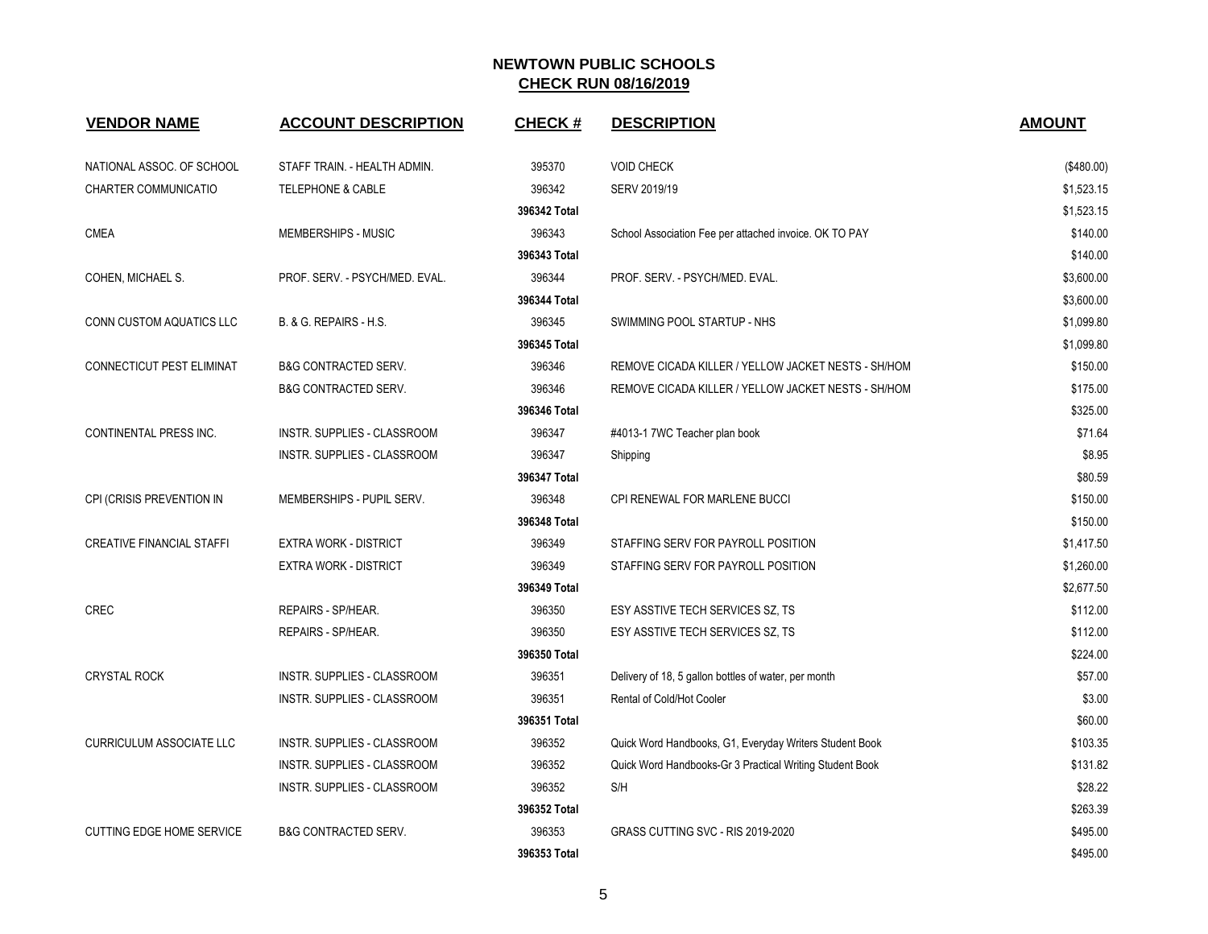# NEWTOWN PUBLIC SCHOOLS

## CHECK RUN 08/16/2019

| VENDOR NAME | ACCOUNT DESCRIPTION | CHECK # | DESCRIPTION | AMOUNT |
|---|---|---|---|---|
| NATIONAL ASSOC. OF SCHOOL | STAFF TRAIN. - HEALTH ADMIN. | 395370 | VOID CHECK | ($480.00) |
| CHARTER COMMUNICATIO | TELEPHONE & CABLE | 396342 | SERV 2019/19 | $1,523.15 |
| | | 396342 Total | | $1,523.15 |
| CMEA | MEMBERSHIPS - MUSIC | 396343 | School Association Fee per attached invoice. OK TO PAY | $140.00 |
| | | 396343 Total | | $140.00 |
| COHEN, MICHAEL S. | PROF. SERV. - PSYCH/MED. EVAL. | 396344 | PROF. SERV. - PSYCH/MED. EVAL. | $3,600.00 |
| | | 396344 Total | | $3,600.00 |
| CONN CUSTOM AQUATICS LLC | B. & G. REPAIRS - H.S. | 396345 | SWIMMING POOL STARTUP - NHS | $1,099.80 |
| | | 396345 Total | | $1,099.80 |
| CONNECTICUT PEST ELIMINAT | B&G CONTRACTED SERV. | 396346 | REMOVE CICADA KILLER / YELLOW JACKET NESTS - SH/HOM | $150.00 |
| | B&G CONTRACTED SERV. | 396346 | REMOVE CICADA KILLER / YELLOW JACKET NESTS - SH/HOM | $175.00 |
| | | 396346 Total | | $325.00 |
| CONTINENTAL PRESS INC. | INSTR. SUPPLIES - CLASSROOM | 396347 | #4013-1 7WC Teacher plan book | $71.64 |
| | INSTR. SUPPLIES - CLASSROOM | 396347 | Shipping | $8.95 |
| | | 396347 Total | | $80.59 |
| CPI (CRISIS PREVENTION IN | MEMBERSHIPS - PUPIL SERV. | 396348 | CPI RENEWAL FOR MARLENE BUCCI | $150.00 |
| | | 396348 Total | | $150.00 |
| CREATIVE FINANCIAL STAFFI | EXTRA WORK - DISTRICT | 396349 | STAFFING SERV FOR PAYROLL POSITION | $1,417.50 |
| | EXTRA WORK - DISTRICT | 396349 | STAFFING SERV FOR PAYROLL POSITION | $1,260.00 |
| | | 396349 Total | | $2,677.50 |
| CREC | REPAIRS - SP/HEAR. | 396350 | ESY ASSTIVE TECH SERVICES SZ, TS | $112.00 |
| | REPAIRS - SP/HEAR. | 396350 | ESY ASSTIVE TECH SERVICES SZ, TS | $112.00 |
| | | 396350 Total | | $224.00 |
| CRYSTAL ROCK | INSTR. SUPPLIES - CLASSROOM | 396351 | Delivery of 18, 5 gallon bottles of water, per month | $57.00 |
| | INSTR. SUPPLIES - CLASSROOM | 396351 | Rental of Cold/Hot Cooler | $3.00 |
| | | 396351 Total | | $60.00 |
| CURRICULUM ASSOCIATE LLC | INSTR. SUPPLIES - CLASSROOM | 396352 | Quick Word Handbooks, G1, Everyday Writers Student Book | $103.35 |
| | INSTR. SUPPLIES - CLASSROOM | 396352 | Quick Word Handbooks-Gr 3 Practical Writing Student Book | $131.82 |
| | INSTR. SUPPLIES - CLASSROOM | 396352 | S/H | $28.22 |
| | | 396352 Total | | $263.39 |
| CUTTING EDGE HOME SERVICE | B&G CONTRACTED SERV. | 396353 | GRASS CUTTING SVC - RIS 2019-2020 | $495.00 |
| | | 396353 Total | | $495.00 |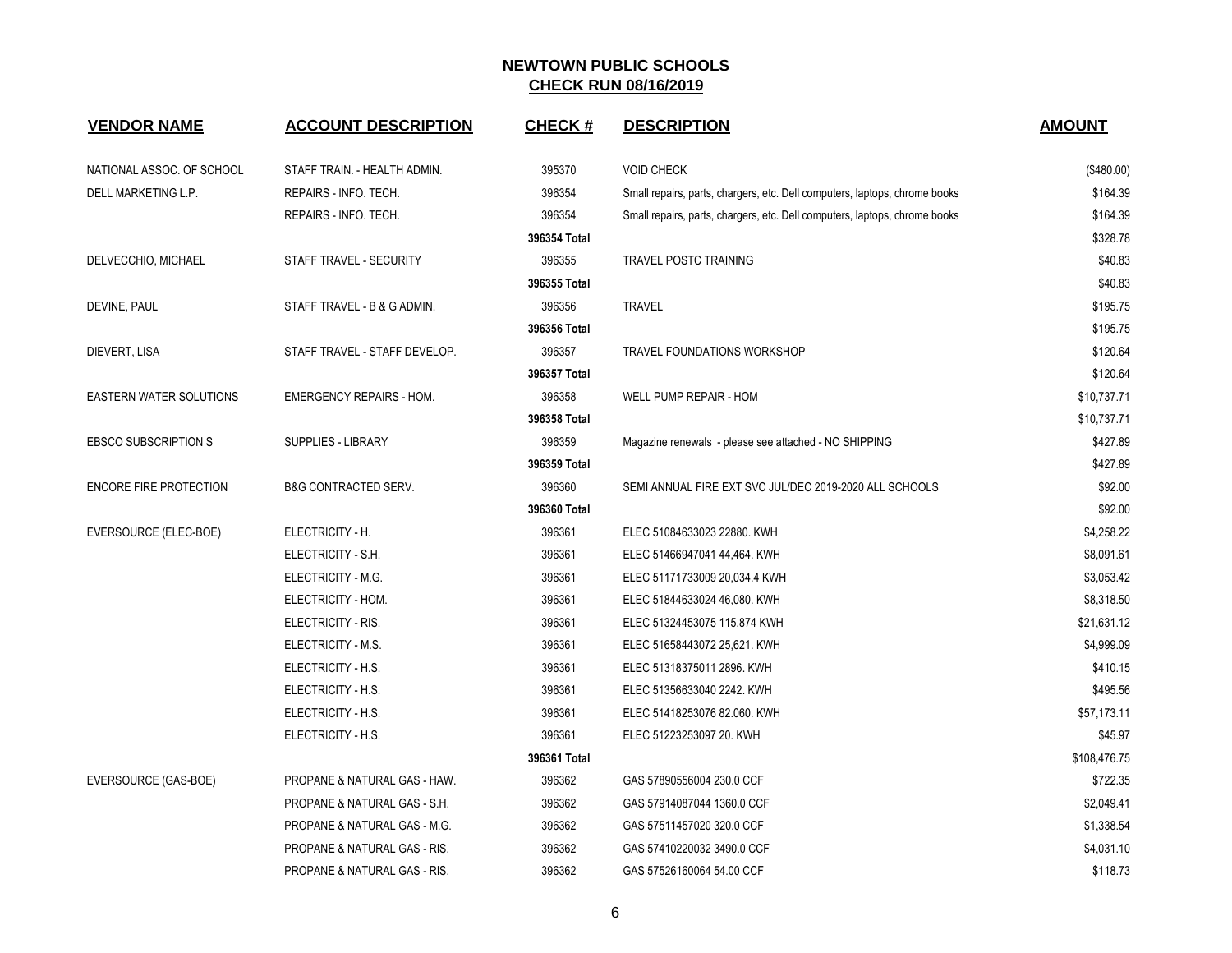# NEWTOWN PUBLIC SCHOOLS

## CHECK RUN 08/16/2019

| VENDOR NAME | ACCOUNT DESCRIPTION | CHECK # | DESCRIPTION | AMOUNT |
|---|---|---|---|---|
| NATIONAL ASSOC. OF SCHOOL | STAFF TRAIN. - HEALTH ADMIN. | 395370 | VOID CHECK | ($480.00) |
| DELL MARKETING L.P. | REPAIRS - INFO. TECH. | 396354 | Small repairs, parts, chargers, etc. Dell computers, laptops, chrome books | $164.39 |
| | REPAIRS - INFO. TECH. | 396354 | Small repairs, parts, chargers, etc. Dell computers, laptops, chrome books | $164.39 |
| | | **396354 Total** | | $328.78 |
| DELVECCHIO, MICHAEL | STAFF TRAVEL - SECURITY | 396355 | TRAVEL POSTC TRAINING | $40.83 |
| | | **396355 Total** | | $40.83 |
| DEVINE, PAUL | STAFF TRAVEL - B & G ADMIN. | 396356 | TRAVEL | $195.75 |
| | | **396356 Total** | | $195.75 |
| DIEVERT, LISA | STAFF TRAVEL - STAFF DEVELOP. | 396357 | TRAVEL FOUNDATIONS WORKSHOP | $120.64 |
| | | **396357 Total** | | $120.64 |
| EASTERN WATER SOLUTIONS | EMERGENCY REPAIRS - HOM. | 396358 | WELL PUMP REPAIR - HOM | $10,737.71 |
| | | **396358 Total** | | $10,737.71 |
| EBSCO SUBSCRIPTION S | SUPPLIES - LIBRARY | 396359 | Magazine renewals - please see attached - NO SHIPPING | $427.89 |
| | | **396359 Total** | | $427.89 |
| ENCORE FIRE PROTECTION | B&G CONTRACTED SERV. | 396360 | SEMI ANNUAL FIRE EXT SVC JUL/DEC 2019-2020 ALL SCHOOLS | $92.00 |
| | | **396360 Total** | | $92.00 |
| EVERSOURCE (ELEC-BOE) | ELECTRICITY - H. | 396361 | ELEC 51084633023 22880. KWH | $4,258.22 |
| | ELECTRICITY - S.H. | 396361 | ELEC 51466947041 44,464. KWH | $8,091.61 |
| | ELECTRICITY - M.G. | 396361 | ELEC 51171733009 20,034.4 KWH | $3,053.42 |
| | ELECTRICITY - HOM. | 396361 | ELEC 51844633024 46,080. KWH | $8,318.50 |
| | ELECTRICITY - RIS. | 396361 | ELEC 51324453075 115,874 KWH | $21,631.12 |
| | ELECTRICITY - M.S. | 396361 | ELEC 51658443072 25,621. KWH | $4,999.09 |
| | ELECTRICITY - H.S. | 396361 | ELEC 51318375011 2896. KWH | $410.15 |
| | ELECTRICITY - H.S. | 396361 | ELEC 51356633040 2242. KWH | $495.56 |
| | ELECTRICITY - H.S. | 396361 | ELEC 51418253076 82.060. KWH | $57,173.11 |
| | ELECTRICITY - H.S. | 396361 | ELEC 51223253097 20. KWH | $45.97 |
| | | **396361 Total** | | $108,476.75 |
| EVERSOURCE (GAS-BOE) | PROPANE & NATURAL GAS - HAW. | 396362 | GAS 57890556004 230.0 CCF | $722.35 |
| | PROPANE & NATURAL GAS - S.H. | 396362 | GAS 57914087044 1360.0 CCF | $2,049.41 |
| | PROPANE & NATURAL GAS - M.G. | 396362 | GAS 57511457020 320.0 CCF | $1,338.54 |
| | PROPANE & NATURAL GAS - RIS. | 396362 | GAS 57410220032 3490.0 CCF | $4,031.10 |
| | PROPANE & NATURAL GAS - RIS. | 396362 | GAS 57526160064 54.00 CCF | $118.73 |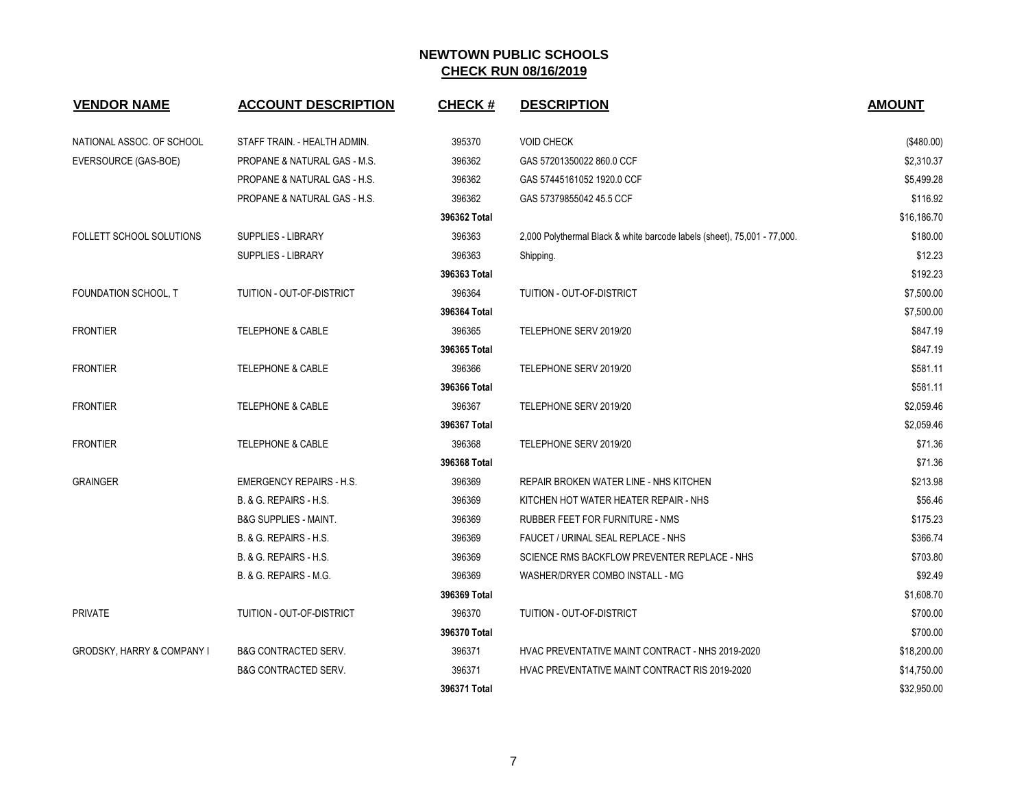# NEWTOWN PUBLIC SCHOOLS

## CHECK RUN 08/16/2019

| VENDOR NAME | ACCOUNT DESCRIPTION | CHECK # | DESCRIPTION | AMOUNT |
|---|---|---|---|---|
| NATIONAL ASSOC. OF SCHOOL | STAFF TRAIN. - HEALTH ADMIN. | 395370 | VOID CHECK | ($480.00) |
| EVERSOURCE (GAS-BOE) | PROPANE & NATURAL GAS - M.S. | 396362 | GAS 57201350022 860.0 CCF | $2,310.37 |
| | PROPANE & NATURAL GAS - H.S. | 396362 | GAS 57445161052 1920.0 CCF | $5,499.28 |
| | PROPANE & NATURAL GAS - H.S. | 396362 | GAS 57379855042 45.5 CCF | $116.92 |
| | | **396362 Total** | | $16,186.70 |
| FOLLETT SCHOOL SOLUTIONS | SUPPLIES - LIBRARY | 396363 | 2,000 Polythermal Black & white barcode labels (sheet), 75,001 - 77,000. | $180.00 |
| | SUPPLIES - LIBRARY | 396363 | Shipping. | $12.23 |
| | | **396363 Total** | | $192.23 |
| FOUNDATION SCHOOL, T | TUITION - OUT-OF-DISTRICT | 396364 | TUITION - OUT-OF-DISTRICT | $7,500.00 |
| | | **396364 Total** | | $7,500.00 |
| FRONTIER | TELEPHONE & CABLE | 396365 | TELEPHONE SERV 2019/20 | $847.19 |
| | | **396365 Total** | | $847.19 |
| FRONTIER | TELEPHONE & CABLE | 396366 | TELEPHONE SERV 2019/20 | $581.11 |
| | | **396366 Total** | | $581.11 |
| FRONTIER | TELEPHONE & CABLE | 396367 | TELEPHONE SERV 2019/20 | $2,059.46 |
| | | **396367 Total** | | $2,059.46 |
| FRONTIER | TELEPHONE & CABLE | 396368 | TELEPHONE SERV 2019/20 | $71.36 |
| | | **396368 Total** | | $71.36 |
| GRAINGER | EMERGENCY REPAIRS - H.S. | 396369 | REPAIR BROKEN WATER LINE - NHS KITCHEN | $213.98 |
| | B. & G. REPAIRS - H.S. | 396369 | KITCHEN HOT WATER HEATER REPAIR - NHS | $56.46 |
| | B&G SUPPLIES - MAINT. | 396369 | RUBBER FEET FOR FURNITURE - NMS | $175.23 |
| | B. & G. REPAIRS - H.S. | 396369 | FAUCET / URINAL SEAL REPLACE - NHS | $366.74 |
| | B. & G. REPAIRS - H.S. | 396369 | SCIENCE RMS BACKFLOW PREVENTER REPLACE - NHS | $703.80 |
| | B. & G. REPAIRS - M.G. | 396369 | WASHER/DRYER COMBO INSTALL - MG | $92.49 |
| | | **396369 Total** | | $1,608.70 |
| PRIVATE | TUITION - OUT-OF-DISTRICT | 396370 | TUITION - OUT-OF-DISTRICT | $700.00 |
| | | **396370 Total** | | $700.00 |
| GRODSKY, HARRY & COMPANY I | B&G CONTRACTED SERV. | 396371 | HVAC PREVENTATIVE MAINT CONTRACT - NHS 2019-2020 | $18,200.00 |
| | B&G CONTRACTED SERV. | 396371 | HVAC PREVENTATIVE MAINT CONTRACT RIS 2019-2020 | $14,750.00 |
| | | **396371 Total** | | $32,950.00 |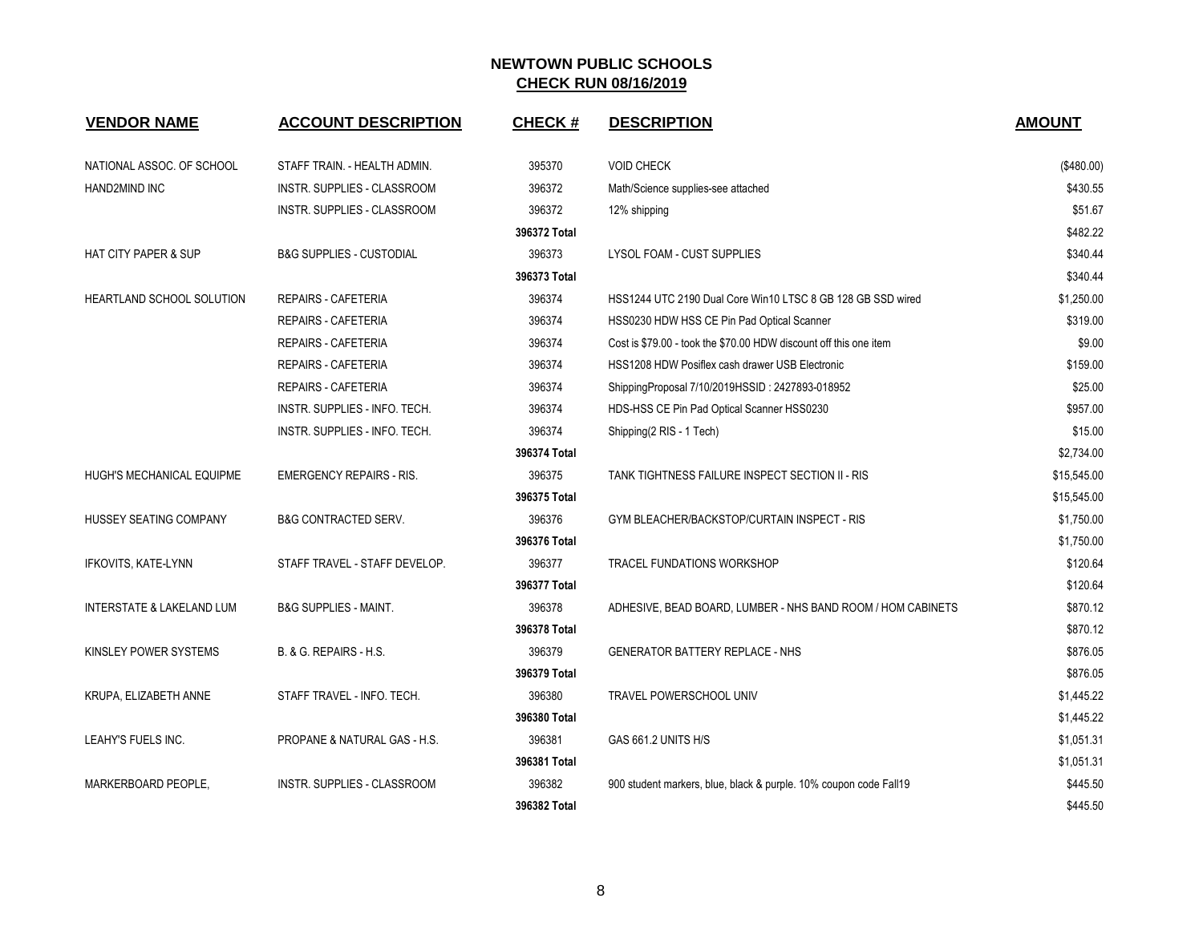# NEWTOWN PUBLIC SCHOOLS
## CHECK RUN 08/16/2019

| VENDOR NAME | ACCOUNT DESCRIPTION | CHECK # | DESCRIPTION | AMOUNT |
|---|---|---|---|---|
| NATIONAL ASSOC. OF SCHOOL | STAFF TRAIN. - HEALTH ADMIN. | 395370 | VOID CHECK | ($480.00) |
| HAND2MIND INC | INSTR. SUPPLIES - CLASSROOM | 396372 | Math/Science supplies-see attached | $430.55 |
| | INSTR. SUPPLIES - CLASSROOM | 396372 | 12% shipping | $51.67 |
| | | **396372 Total** | | $482.22 |
| HAT CITY PAPER & SUP | B&G SUPPLIES - CUSTODIAL | 396373 | LYSOL FOAM - CUST SUPPLIES | $340.44 |
| | | **396373 Total** | | $340.44 |
| HEARTLAND SCHOOL SOLUTION | REPAIRS - CAFETERIA | 396374 | HSS1244 UTC 2190 Dual Core Win10 LTSC 8 GB 128 GB SSD wired | $1,250.00 |
| | REPAIRS - CAFETERIA | 396374 | HSS0230 HDW HSS CE Pin Pad Optical Scanner | $319.00 |
| | REPAIRS - CAFETERIA | 396374 | Cost is $79.00 - took the $70.00 HDW discount off this one item | $9.00 |
| | REPAIRS - CAFETERIA | 396374 | HSS1208 HDW Posiflex cash drawer USB Electronic | $159.00 |
| | REPAIRS - CAFETERIA | 396374 | ShippingProposal 7/10/2019HSSID : 2427893-018952 | $25.00 |
| | INSTR. SUPPLIES - INFO. TECH. | 396374 | HDS-HSS CE Pin Pad Optical Scanner HSS0230 | $957.00 |
| | INSTR. SUPPLIES - INFO. TECH. | 396374 | Shipping(2 RIS - 1 Tech) | $15.00 |
| | | **396374 Total** | | $2,734.00 |
| HUGH'S MECHANICAL EQUIPME | EMERGENCY REPAIRS - RIS. | 396375 | TANK TIGHTNESS FAILURE INSPECT SECTION II - RIS | $15,545.00 |
| | | **396375 Total** | | $15,545.00 |
| HUSSEY SEATING COMPANY | B&G CONTRACTED SERV. | 396376 | GYM BLEACHER/BACKSTOP/CURTAIN INSPECT - RIS | $1,750.00 |
| | | **396376 Total** | | $1,750.00 |
| IFKOVITS, KATE-LYNN | STAFF TRAVEL - STAFF DEVELOP. | 396377 | TRACEL FUNDATIONS WORKSHOP | $120.64 |
| | | **396377 Total** | | $120.64 |
| INTERSTATE & LAKELAND LUM | B&G SUPPLIES - MAINT. | 396378 | ADHESIVE, BEAD BOARD, LUMBER - NHS BAND ROOM / HOM CABINETS | $870.12 |
| | | **396378 Total** | | $870.12 |
| KINSLEY POWER SYSTEMS | B. & G. REPAIRS - H.S. | 396379 | GENERATOR BATTERY REPLACE - NHS | $876.05 |
| | | **396379 Total** | | $876.05 |
| KRUPA, ELIZABETH ANNE | STAFF TRAVEL - INFO. TECH. | 396380 | TRAVEL POWERSCHOOL UNIV | $1,445.22 |
| | | **396380 Total** | | $1,445.22 |
| LEAHY'S FUELS INC. | PROPANE & NATURAL GAS - H.S. | 396381 | GAS 661.2 UNITS H/S | $1,051.31 |
| | | **396381 Total** | | $1,051.31 |
| MARKERBOARD PEOPLE, | INSTR. SUPPLIES - CLASSROOM | 396382 | 900 student markers, blue, black & purple. 10% coupon code Fall19 | $445.50 |
| | | **396382 Total** | | $445.50 |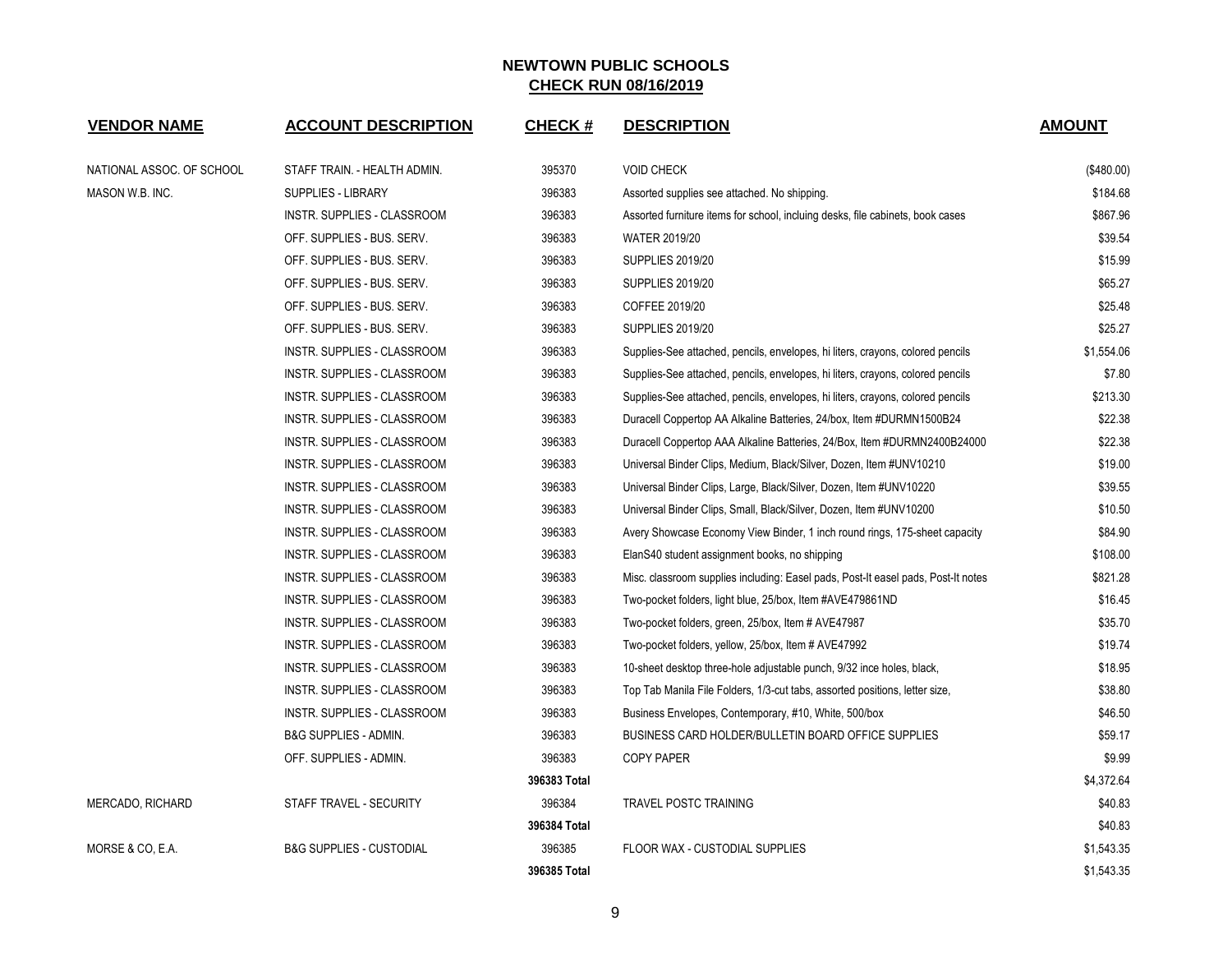## NEWTOWN PUBLIC SCHOOLS

**CHECK RUN 08/16/2019**

| VENDOR NAME | ACCOUNT DESCRIPTION | CHECK # | DESCRIPTION | AMOUNT |
|---|---|---|---|---|
| NATIONAL ASSOC. OF SCHOOL | STAFF TRAIN. - HEALTH ADMIN. | 395370 | VOID CHECK | ($480.00) |
| MASON W.B. INC. | SUPPLIES - LIBRARY | 396383 | Assorted supplies see attached. No shipping. | $184.68 |
| | INSTR. SUPPLIES - CLASSROOM | 396383 | Assorted furniture items for school, incluing desks, file cabinets, book cases | $867.96 |
| | OFF. SUPPLIES - BUS. SERV. | 396383 | WATER 2019/20 | $39.54 |
| | OFF. SUPPLIES - BUS. SERV. | 396383 | SUPPLIES 2019/20 | $15.99 |
| | OFF. SUPPLIES - BUS. SERV. | 396383 | SUPPLIES 2019/20 | $65.27 |
| | OFF. SUPPLIES - BUS. SERV. | 396383 | COFFEE 2019/20 | $25.48 |
| | OFF. SUPPLIES - BUS. SERV. | 396383 | SUPPLIES 2019/20 | $25.27 |
| | INSTR. SUPPLIES - CLASSROOM | 396383 | Supplies-See attached, pencils, envelopes, hi liters, crayons, colored pencils | $1,554.06 |
| | INSTR. SUPPLIES - CLASSROOM | 396383 | Supplies-See attached, pencils, envelopes, hi liters, crayons, colored pencils | $7.80 |
| | INSTR. SUPPLIES - CLASSROOM | 396383 | Supplies-See attached, pencils, envelopes, hi liters, crayons, colored pencils | $213.30 |
| | INSTR. SUPPLIES - CLASSROOM | 396383 | Duracell Coppertop AA Alkaline Batteries, 24/box, Item #DURMN1500B24 | $22.38 |
| | INSTR. SUPPLIES - CLASSROOM | 396383 | Duracell Coppertop AAA Alkaline Batteries, 24/Box, Item #DURMN2400B24000 | $22.38 |
| | INSTR. SUPPLIES - CLASSROOM | 396383 | Universal Binder Clips, Medium, Black/Silver, Dozen, Item #UNV10210 | $19.00 |
| | INSTR. SUPPLIES - CLASSROOM | 396383 | Universal Binder Clips, Large, Black/Silver, Dozen, Item #UNV10220 | $39.55 |
| | INSTR. SUPPLIES - CLASSROOM | 396383 | Universal Binder Clips, Small, Black/Silver, Dozen, Item #UNV10200 | $10.50 |
| | INSTR. SUPPLIES - CLASSROOM | 396383 | Avery Showcase Economy View Binder, 1 inch round rings, 175-sheet capacity | $84.90 |
| | INSTR. SUPPLIES - CLASSROOM | 396383 | ElanS40 student assignment books, no shipping | $108.00 |
| | INSTR. SUPPLIES - CLASSROOM | 396383 | Misc. classroom supplies including: Easel pads, Post-It easel pads, Post-It notes | $821.28 |
| | INSTR. SUPPLIES - CLASSROOM | 396383 | Two-pocket folders, light blue, 25/box, Item #AVE479861ND | $16.45 |
| | INSTR. SUPPLIES - CLASSROOM | 396383 | Two-pocket folders, green, 25/box, Item # AVE47987 | $35.70 |
| | INSTR. SUPPLIES - CLASSROOM | 396383 | Two-pocket folders, yellow, 25/box, Item # AVE47992 | $19.74 |
| | INSTR. SUPPLIES - CLASSROOM | 396383 | 10-sheet desktop three-hole adjustable punch, 9/32 ince holes, black, | $18.95 |
| | INSTR. SUPPLIES - CLASSROOM | 396383 | Top Tab Manila File Folders, 1/3-cut tabs, assorted positions, letter size, | $38.80 |
| | INSTR. SUPPLIES - CLASSROOM | 396383 | Business Envelopes, Contemporary, #10, White, 500/box | $46.50 |
| | B&G SUPPLIES - ADMIN. | 396383 | BUSINESS CARD HOLDER/BULLETIN BOARD OFFICE SUPPLIES | $59.17 |
| | OFF. SUPPLIES - ADMIN. | 396383 | COPY PAPER | $9.99 |
| | | **396383 Total** | | $4,372.64 |
| MERCADO, RICHARD | STAFF TRAVEL - SECURITY | 396384 | TRAVEL POSTC TRAINING | $40.83 |
| | | **396384 Total** | | $40.83 |
| MORSE & CO, E.A. | B&G SUPPLIES - CUSTODIAL | 396385 | FLOOR WAX - CUSTODIAL SUPPLIES | $1,543.35 |
| | | **396385 Total** | | $1,543.35 |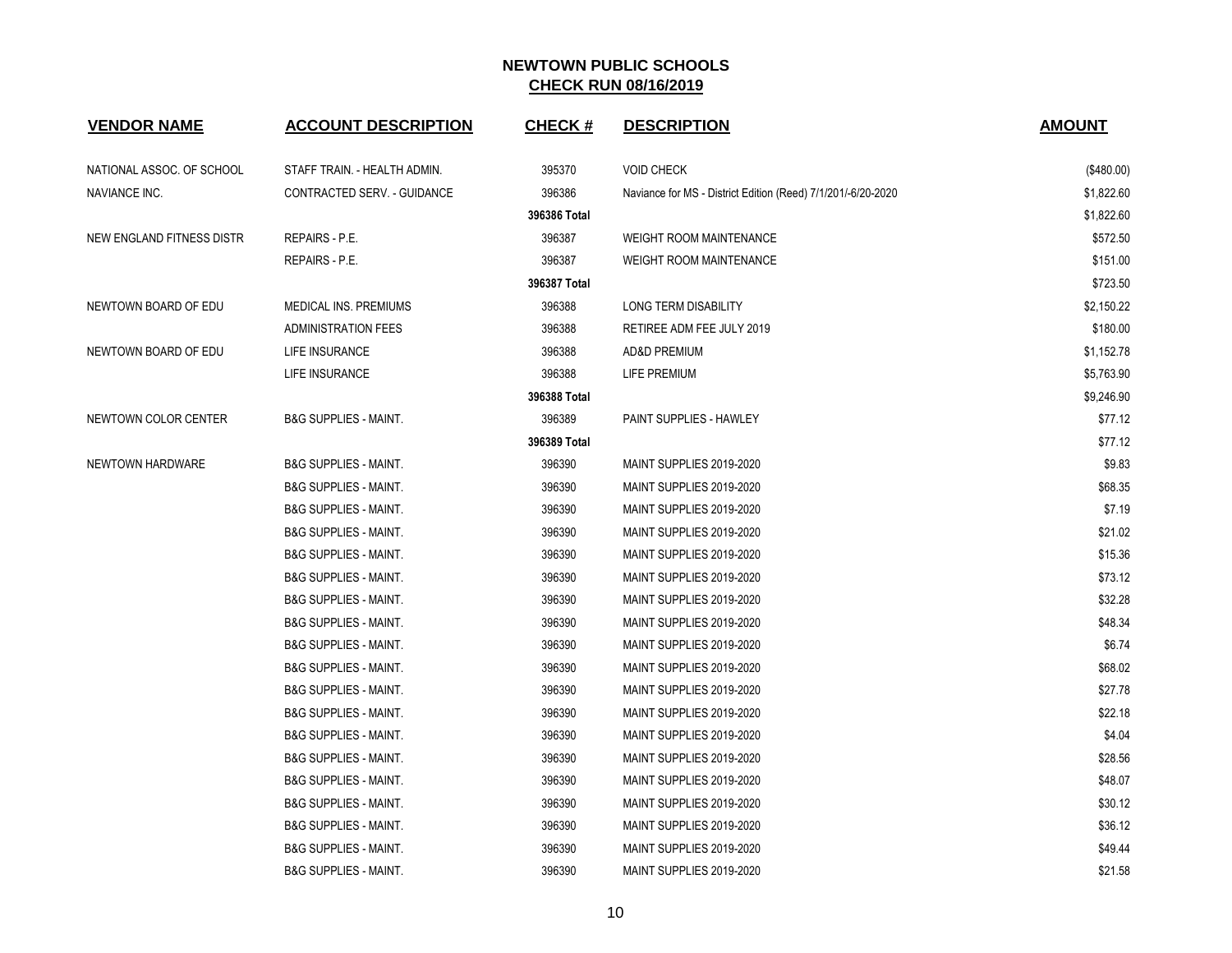# NEWTOWN PUBLIC SCHOOLS

## CHECK RUN 08/16/2019

| VENDOR NAME | ACCOUNT DESCRIPTION | CHECK # | DESCRIPTION | AMOUNT |
|---|---|---|---|---|
| NATIONAL ASSOC. OF SCHOOL | STAFF TRAIN. - HEALTH ADMIN. | 395370 | VOID CHECK | ($480.00) |
| NAVIANCE INC. | CONTRACTED SERV. - GUIDANCE | 396386 | Naviance for MS - District Edition (Reed) 7/1/201/-6/20-2020 | $1,822.60 |
| | | **396386 Total** | | $1,822.60 |
| NEW ENGLAND FITNESS DISTR | REPAIRS - P.E. | 396387 | WEIGHT ROOM MAINTENANCE | $572.50 |
| | REPAIRS - P.E. | 396387 | WEIGHT ROOM MAINTENANCE | $151.00 |
| | | **396387 Total** | | $723.50 |
| NEWTOWN BOARD OF EDU | MEDICAL INS. PREMIUMS | 396388 | LONG TERM DISABILITY | $2,150.22 |
| | ADMINISTRATION FEES | 396388 | RETIREE ADM FEE JULY 2019 | $180.00 |
| NEWTOWN BOARD OF EDU | LIFE INSURANCE | 396388 | AD&D PREMIUM | $1,152.78 |
| | LIFE INSURANCE | 396388 | LIFE PREMIUM | $5,763.90 |
| | | **396388 Total** | | $9,246.90 |
| NEWTOWN COLOR CENTER | B&G SUPPLIES - MAINT. | 396389 | PAINT SUPPLIES - HAWLEY | $77.12 |
| | | **396389 Total** | | $77.12 |
| NEWTOWN HARDWARE | B&G SUPPLIES - MAINT. | 396390 | MAINT SUPPLIES 2019-2020 | $9.83 |
| | B&G SUPPLIES - MAINT. | 396390 | MAINT SUPPLIES 2019-2020 | $68.35 |
| | B&G SUPPLIES - MAINT. | 396390 | MAINT SUPPLIES 2019-2020 | $7.19 |
| | B&G SUPPLIES - MAINT. | 396390 | MAINT SUPPLIES 2019-2020 | $21.02 |
| | B&G SUPPLIES - MAINT. | 396390 | MAINT SUPPLIES 2019-2020 | $15.36 |
| | B&G SUPPLIES - MAINT. | 396390 | MAINT SUPPLIES 2019-2020 | $73.12 |
| | B&G SUPPLIES - MAINT. | 396390 | MAINT SUPPLIES 2019-2020 | $32.28 |
| | B&G SUPPLIES - MAINT. | 396390 | MAINT SUPPLIES 2019-2020 | $48.34 |
| | B&G SUPPLIES - MAINT. | 396390 | MAINT SUPPLIES 2019-2020 | $6.74 |
| | B&G SUPPLIES - MAINT. | 396390 | MAINT SUPPLIES 2019-2020 | $68.02 |
| | B&G SUPPLIES - MAINT. | 396390 | MAINT SUPPLIES 2019-2020 | $27.78 |
| | B&G SUPPLIES - MAINT. | 396390 | MAINT SUPPLIES 2019-2020 | $22.18 |
| | B&G SUPPLIES - MAINT. | 396390 | MAINT SUPPLIES 2019-2020 | $4.04 |
| | B&G SUPPLIES - MAINT. | 396390 | MAINT SUPPLIES 2019-2020 | $28.56 |
| | B&G SUPPLIES - MAINT. | 396390 | MAINT SUPPLIES 2019-2020 | $48.07 |
| | B&G SUPPLIES - MAINT. | 396390 | MAINT SUPPLIES 2019-2020 | $30.12 |
| | B&G SUPPLIES - MAINT. | 396390 | MAINT SUPPLIES 2019-2020 | $36.12 |
| | B&G SUPPLIES - MAINT. | 396390 | MAINT SUPPLIES 2019-2020 | $49.44 |
| | B&G SUPPLIES - MAINT. | 396390 | MAINT SUPPLIES 2019-2020 | $21.58 |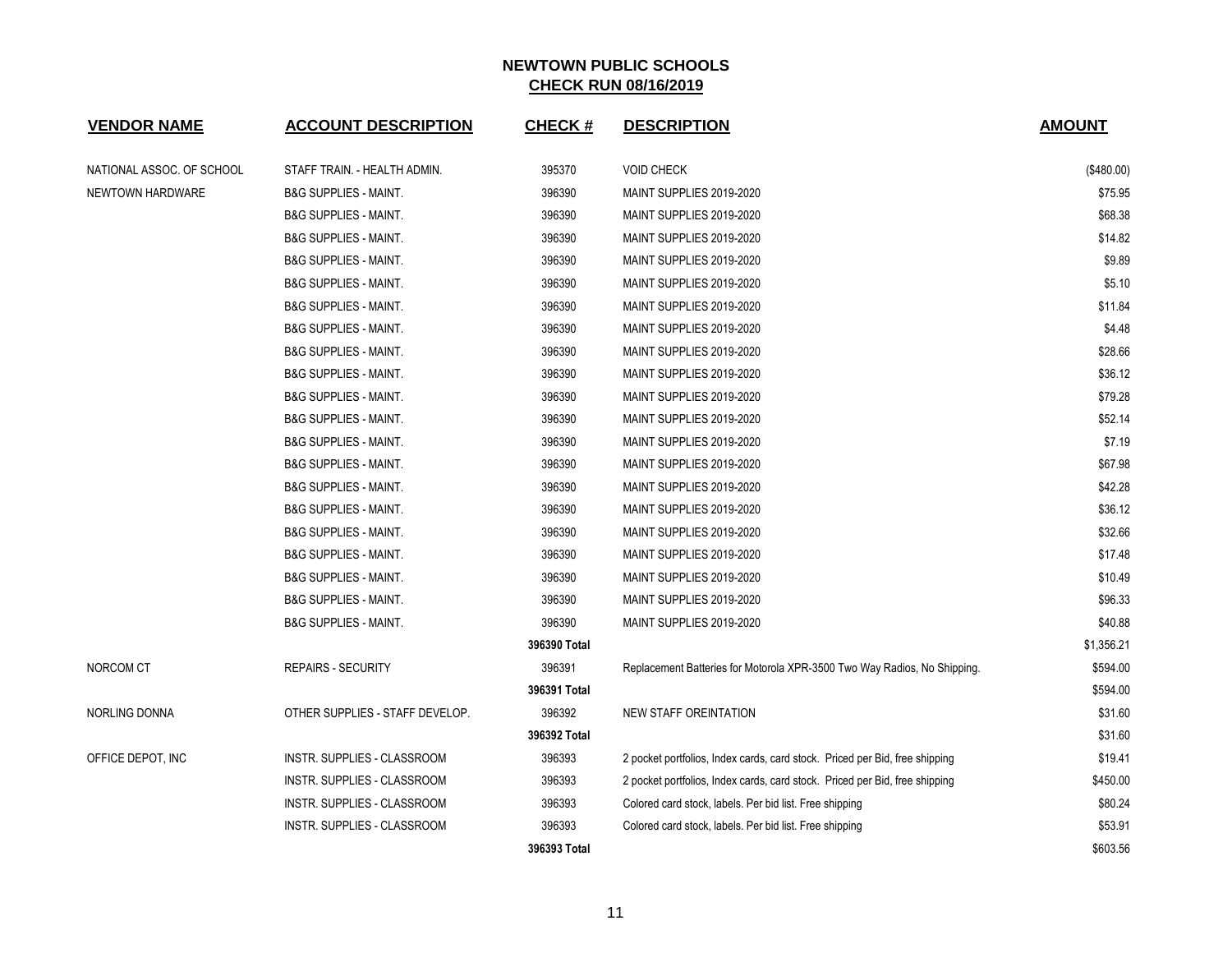# NEWTOWN PUBLIC SCHOOLS

## CHECK RUN 08/16/2019

| VENDOR NAME | ACCOUNT DESCRIPTION | CHECK # | DESCRIPTION | AMOUNT |
|---|---|---|---|---|
| NATIONAL ASSOC. OF SCHOOL | STAFF TRAIN. - HEALTH ADMIN. | 395370 | VOID CHECK | ($480.00) |
| NEWTOWN HARDWARE | B&G SUPPLIES - MAINT. | 396390 | MAINT SUPPLIES 2019-2020 | $75.95 |
| | B&G SUPPLIES - MAINT. | 396390 | MAINT SUPPLIES 2019-2020 | $68.38 |
| | B&G SUPPLIES - MAINT. | 396390 | MAINT SUPPLIES 2019-2020 | $14.82 |
| | B&G SUPPLIES - MAINT. | 396390 | MAINT SUPPLIES 2019-2020 | $9.89 |
| | B&G SUPPLIES - MAINT. | 396390 | MAINT SUPPLIES 2019-2020 | $5.10 |
| | B&G SUPPLIES - MAINT. | 396390 | MAINT SUPPLIES 2019-2020 | $11.84 |
| | B&G SUPPLIES - MAINT. | 396390 | MAINT SUPPLIES 2019-2020 | $4.48 |
| | B&G SUPPLIES - MAINT. | 396390 | MAINT SUPPLIES 2019-2020 | $28.66 |
| | B&G SUPPLIES - MAINT. | 396390 | MAINT SUPPLIES 2019-2020 | $36.12 |
| | B&G SUPPLIES - MAINT. | 396390 | MAINT SUPPLIES 2019-2020 | $79.28 |
| | B&G SUPPLIES - MAINT. | 396390 | MAINT SUPPLIES 2019-2020 | $52.14 |
| | B&G SUPPLIES - MAINT. | 396390 | MAINT SUPPLIES 2019-2020 | $7.19 |
| | B&G SUPPLIES - MAINT. | 396390 | MAINT SUPPLIES 2019-2020 | $67.98 |
| | B&G SUPPLIES - MAINT. | 396390 | MAINT SUPPLIES 2019-2020 | $42.28 |
| | B&G SUPPLIES - MAINT. | 396390 | MAINT SUPPLIES 2019-2020 | $36.12 |
| | B&G SUPPLIES - MAINT. | 396390 | MAINT SUPPLIES 2019-2020 | $32.66 |
| | B&G SUPPLIES - MAINT. | 396390 | MAINT SUPPLIES 2019-2020 | $17.48 |
| | B&G SUPPLIES - MAINT. | 396390 | MAINT SUPPLIES 2019-2020 | $10.49 |
| | B&G SUPPLIES - MAINT. | 396390 | MAINT SUPPLIES 2019-2020 | $96.33 |
| | B&G SUPPLIES - MAINT. | 396390 | MAINT SUPPLIES 2019-2020 | $40.88 |
| | | **396390 Total** | | $1,356.21 |
| NORCOM CT | REPAIRS - SECURITY | 396391 | Replacement Batteries for Motorola XPR-3500 Two Way Radios, No Shipping. | $594.00 |
| | | **396391 Total** | | $594.00 |
| NORLING DONNA | OTHER SUPPLIES - STAFF DEVELOP. | 396392 | NEW STAFF OREINTATION | $31.60 |
| | | **396392 Total** | | $31.60 |
| OFFICE DEPOT, INC | INSTR. SUPPLIES - CLASSROOM | 396393 | 2 pocket portfolios, Index cards, card stock. Priced per Bid, free shipping | $19.41 |
| | INSTR. SUPPLIES - CLASSROOM | 396393 | 2 pocket portfolios, Index cards, card stock. Priced per Bid, free shipping | $450.00 |
| | INSTR. SUPPLIES - CLASSROOM | 396393 | Colored card stock, labels. Per bid list. Free shipping | $80.24 |
| | INSTR. SUPPLIES - CLASSROOM | 396393 | Colored card stock, labels. Per bid list. Free shipping | $53.91 |
| | | **396393 Total** | | $603.56 |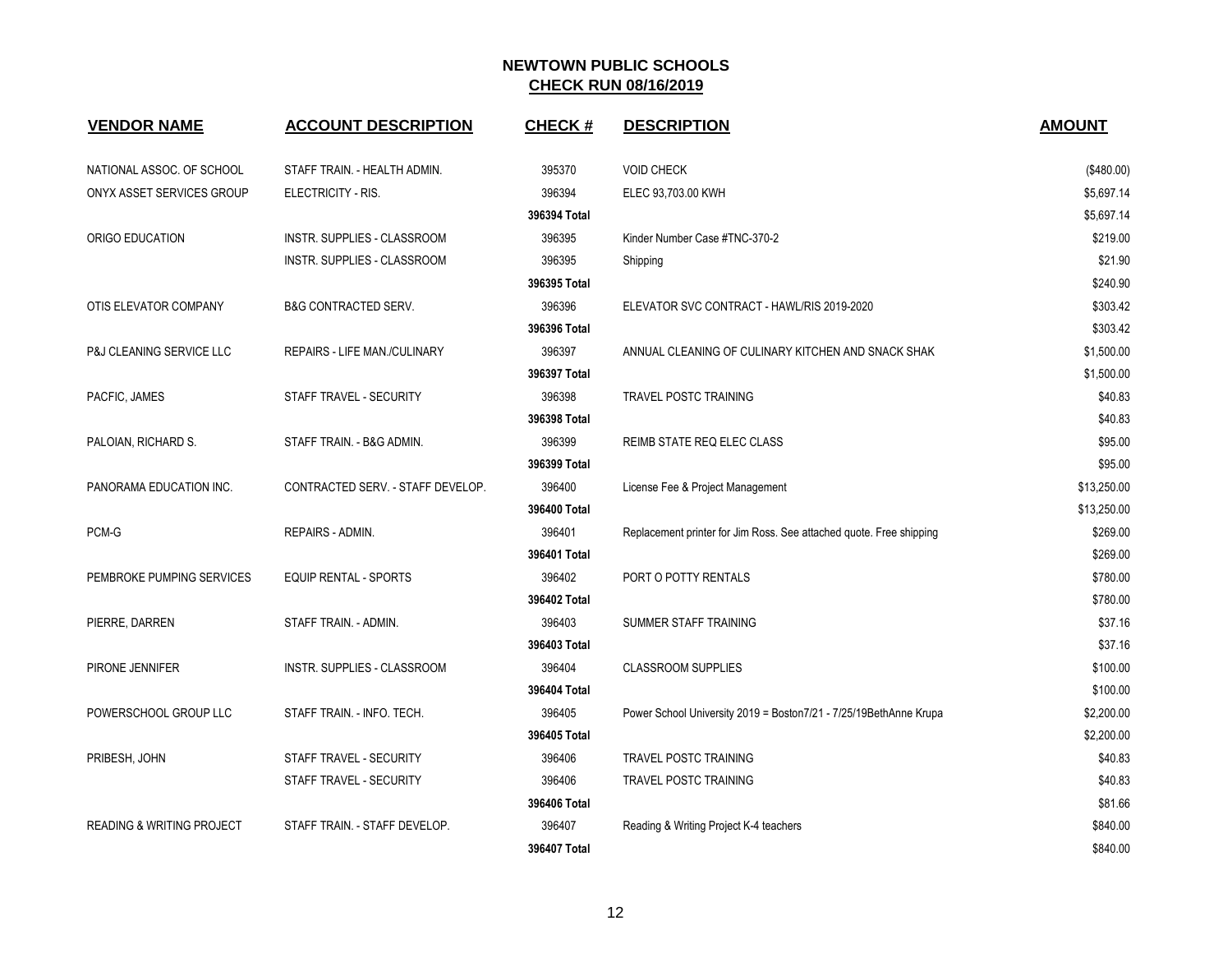# NEWTOWN PUBLIC SCHOOLS
## CHECK RUN 08/16/2019

| VENDOR NAME | ACCOUNT DESCRIPTION | CHECK # | DESCRIPTION | AMOUNT |
|---|---|---|---|---|
| NATIONAL ASSOC. OF SCHOOL | STAFF TRAIN. - HEALTH ADMIN. | 395370 | VOID CHECK | ($480.00) |
| ONYX ASSET SERVICES GROUP | ELECTRICITY - RIS. | 396394 | ELEC 93,703.00 KWH | $5,697.14 |
| | | **396394 Total** | | $5,697.14 |
| ORIGO EDUCATION | INSTR. SUPPLIES - CLASSROOM | 396395 | Kinder Number Case #TNC-370-2 | $219.00 |
| | INSTR. SUPPLIES - CLASSROOM | 396395 | Shipping | $21.90 |
| | | **396395 Total** | | $240.90 |
| OTIS ELEVATOR COMPANY | B&G CONTRACTED SERV. | 396396 | ELEVATOR SVC CONTRACT - HAWL/RIS 2019-2020 | $303.42 |
| | | **396396 Total** | | $303.42 |
| P&J CLEANING SERVICE LLC | REPAIRS - LIFE MAN./CULINARY | 396397 | ANNUAL CLEANING OF CULINARY KITCHEN AND SNACK SHAK | $1,500.00 |
| | | **396397 Total** | | $1,500.00 |
| PACFIC, JAMES | STAFF TRAVEL - SECURITY | 396398 | TRAVEL POSTC TRAINING | $40.83 |
| | | **396398 Total** | | $40.83 |
| PALOIAN, RICHARD S. | STAFF TRAIN. - B&G ADMIN. | 396399 | REIMB STATE REQ ELEC CLASS | $95.00 |
| | | **396399 Total** | | $95.00 |
| PANORAMA EDUCATION INC. | CONTRACTED SERV. - STAFF DEVELOP. | 396400 | License Fee & Project Management | $13,250.00 |
| | | **396400 Total** | | $13,250.00 |
| PCM-G | REPAIRS - ADMIN. | 396401 | Replacement printer for Jim Ross. See attached quote. Free shipping | $269.00 |
| | | **396401 Total** | | $269.00 |
| PEMBROKE PUMPING SERVICES | EQUIP RENTAL - SPORTS | 396402 | PORT O POTTY RENTALS | $780.00 |
| | | **396402 Total** | | $780.00 |
| PIERRE, DARREN | STAFF TRAIN. - ADMIN. | 396403 | SUMMER STAFF TRAINING | $37.16 |
| | | **396403 Total** | | $37.16 |
| PIRONE JENNIFER | INSTR. SUPPLIES - CLASSROOM | 396404 | CLASSROOM SUPPLIES | $100.00 |
| | | **396404 Total** | | $100.00 |
| POWERSCHOOL GROUP LLC | STAFF TRAIN. - INFO. TECH. | 396405 | Power School University 2019 = Boston7/21 - 7/25/19BethAnne Krupa | $2,200.00 |
| | | **396405 Total** | | $2,200.00 |
| PRIBESH, JOHN | STAFF TRAVEL - SECURITY | 396406 | TRAVEL POSTC TRAINING | $40.83 |
| | STAFF TRAVEL - SECURITY | 396406 | TRAVEL POSTC TRAINING | $40.83 |
| | | **396406 Total** | | $81.66 |
| READING & WRITING PROJECT | STAFF TRAIN. - STAFF DEVELOP. | 396407 | Reading & Writing Project K-4 teachers | $840.00 |
| | | **396407 Total** | | $840.00 |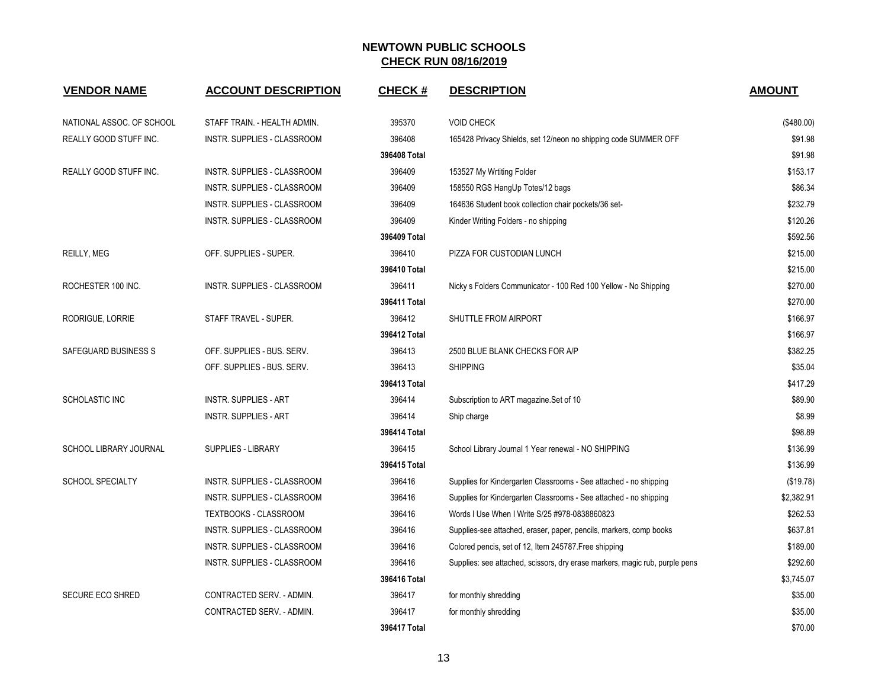# NEWTOWN PUBLIC SCHOOLS

## CHECK RUN 08/16/2019

| VENDOR NAME | ACCOUNT DESCRIPTION | CHECK # | DESCRIPTION | AMOUNT |
|---|---|---|---|---|
| NATIONAL ASSOC. OF SCHOOL | STAFF TRAIN. - HEALTH ADMIN. | 395370 | VOID CHECK | ($480.00) |
| REALLY GOOD STUFF INC. | INSTR. SUPPLIES - CLASSROOM | 396408 | 165428 Privacy Shields, set 12/neon no shipping code SUMMER OFF | $91.98 |
| | | **396408 Total** | | $91.98 |
| REALLY GOOD STUFF INC. | INSTR. SUPPLIES - CLASSROOM | 396409 | 153527 My Wrtiting Folder | $153.17 |
| | INSTR. SUPPLIES - CLASSROOM | 396409 | 158550 RGS HangUp Totes/12 bags | $86.34 |
| | INSTR. SUPPLIES - CLASSROOM | 396409 | 164636 Student book collection chair pockets/36 set- | $232.79 |
| | INSTR. SUPPLIES - CLASSROOM | 396409 | Kinder Writing Folders - no shipping | $120.26 |
| | | **396409 Total** | | $592.56 |
| REILLY, MEG | OFF. SUPPLIES - SUPER. | 396410 | PIZZA FOR CUSTODIAN LUNCH | $215.00 |
| | | **396410 Total** | | $215.00 |
| ROCHESTER 100 INC. | INSTR. SUPPLIES - CLASSROOM | 396411 | Nicky s Folders Communicator - 100 Red 100 Yellow - No Shipping | $270.00 |
| | | **396411 Total** | | $270.00 |
| RODRIGUE, LORRIE | STAFF TRAVEL - SUPER. | 396412 | SHUTTLE FROM AIRPORT | $166.97 |
| | | **396412 Total** | | $166.97 |
| SAFEGUARD BUSINESS S | OFF. SUPPLIES - BUS. SERV. | 396413 | 2500 BLUE BLANK CHECKS FOR A/P | $382.25 |
| | OFF. SUPPLIES - BUS. SERV. | 396413 | SHIPPING | $35.04 |
| | | **396413 Total** | | $417.29 |
| SCHOLASTIC INC | INSTR. SUPPLIES - ART | 396414 | Subscription to ART magazine.Set of 10 | $89.90 |
| | INSTR. SUPPLIES - ART | 396414 | Ship charge | $8.99 |
| | | **396414 Total** | | $98.89 |
| SCHOOL LIBRARY JOURNAL | SUPPLIES - LIBRARY | 396415 | School Library Journal 1 Year renewal - NO SHIPPING | $136.99 |
| | | **396415 Total** | | $136.99 |
| SCHOOL SPECIALTY | INSTR. SUPPLIES - CLASSROOM | 396416 | Supplies for Kindergarten Classrooms - See attached - no shipping | ($19.78) |
| | INSTR. SUPPLIES - CLASSROOM | 396416 | Supplies for Kindergarten Classrooms - See attached - no shipping | $2,382.91 |
| | TEXTBOOKS - CLASSROOM | 396416 | Words I Use When I Write S/25 #978-0838860823 | $262.53 |
| | INSTR. SUPPLIES - CLASSROOM | 396416 | Supplies-see attached, eraser, paper, pencils, markers, comp books | $637.81 |
| | INSTR. SUPPLIES - CLASSROOM | 396416 | Colored pencis, set of 12, Item 245787.Free shipping | $189.00 |
| | INSTR. SUPPLIES - CLASSROOM | 396416 | Supplies: see attached, scissors, dry erase markers, magic rub, purple pens | $292.60 |
| | | **396416 Total** | | $3,745.07 |
| SECURE ECO SHRED | CONTRACTED SERV. - ADMIN. | 396417 | for monthly shredding | $35.00 |
| | CONTRACTED SERV. - ADMIN. | 396417 | for monthly shredding | $35.00 |
| | | **396417 Total** | | $70.00 |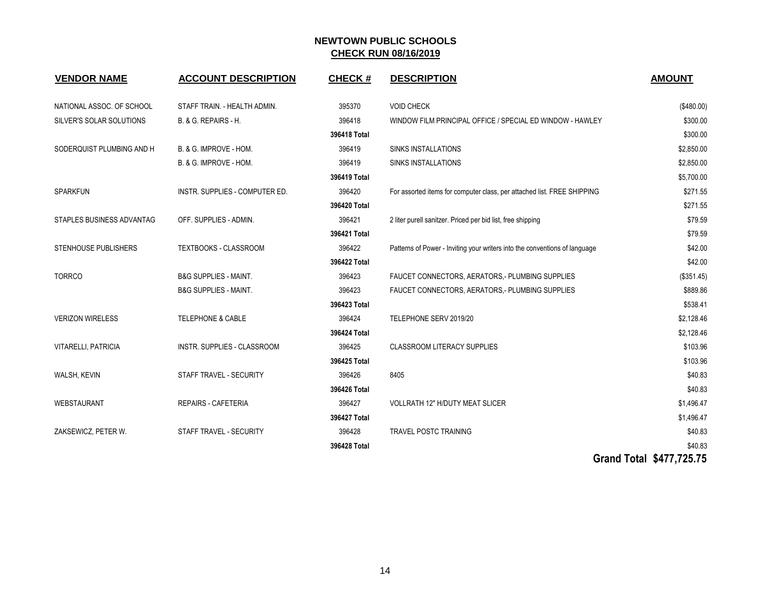# NEWTOWN PUBLIC SCHOOLS

## CHECK RUN 08/16/2019

| VENDOR NAME | ACCOUNT DESCRIPTION | CHECK # | DESCRIPTION | AMOUNT |
|---|---|---|---|---|
| NATIONAL ASSOC. OF SCHOOL | STAFF TRAIN. - HEALTH ADMIN. | 395370 | VOID CHECK | ($480.00) |
| SILVER'S SOLAR SOLUTIONS | B. & G. REPAIRS - H. | 396418 | WINDOW FILM PRINCIPAL OFFICE / SPECIAL ED WINDOW - HAWLEY | $300.00 |
| | | **396418 Total** | | $300.00 |
| SODERQUIST PLUMBING AND H | B. & G. IMPROVE - HOM. | 396419 | SINKS INSTALLATIONS | $2,850.00 |
| | B. & G. IMPROVE - HOM. | 396419 | SINKS INSTALLATIONS | $2,850.00 |
| | | **396419 Total** | | $5,700.00 |
| SPARKFUN | INSTR. SUPPLIES - COMPUTER ED. | 396420 | For assorted items for computer class, per attached list. FREE SHIPPING | $271.55 |
| | | **396420 Total** | | $271.55 |
| STAPLES BUSINESS ADVANTAG | OFF. SUPPLIES - ADMIN. | 396421 | 2 liter purell sanitzer. Priced per bid list, free shipping | $79.59 |
| | | **396421 Total** | | $79.59 |
| STENHOUSE PUBLISHERS | TEXTBOOKS - CLASSROOM | 396422 | Patterns of Power - Inviting your writers into the conventions of language | $42.00 |
| | | **396422 Total** | | $42.00 |
| TORRCO | B&G SUPPLIES - MAINT. | 396423 | FAUCET CONNECTORS, AERATORS,- PLUMBING SUPPLIES | ($351.45) |
| | B&G SUPPLIES - MAINT. | 396423 | FAUCET CONNECTORS, AERATORS,- PLUMBING SUPPLIES | $889.86 |
| | | **396423 Total** | | $538.41 |
| VERIZON WIRELESS | TELEPHONE & CABLE | 396424 | TELEPHONE SERV 2019/20 | $2,128.46 |
| | | **396424 Total** | | $2,128.46 |
| VITARELLI, PATRICIA | INSTR. SUPPLIES - CLASSROOM | 396425 | CLASSROOM LITERACY SUPPLIES | $103.96 |
| | | **396425 Total** | | $103.96 |
| WALSH, KEVIN | STAFF TRAVEL - SECURITY | 396426 | 8405 | $40.83 |
| | | **396426 Total** | | $40.83 |
| WEBSTAURANT | REPAIRS - CAFETERIA | 396427 | VOLLRATH 12" H/DUTY MEAT SLICER | $1,496.47 |
| | | **396427 Total** | | $1,496.47 |
| ZAKSEWICZ, PETER W. | STAFF TRAVEL - SECURITY | 396428 | TRAVEL POSTC TRAINING | $40.83 |
| | | **396428 Total** | | $40.83 |
| | | | **Grand Total** | **$477,725.75** |